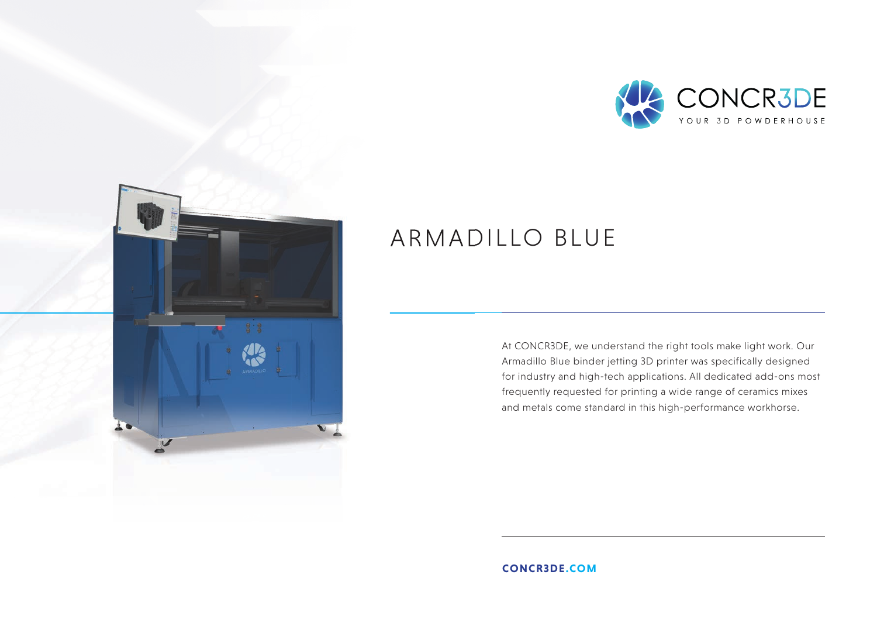CONCR3DE

YOUR 3D POWDERHOUSE

# ARMADILLO BLUE

At CONCR3DE, we understand the right tools make light work. Our Armadillo Blue binder jetting 3D printer was specifically designed for industry and high-tech applications. All dedicated add-ons most frequently requested for printing a wide range of ceramics mixes and metals come standard in this high-performance workhorse.

**CONCR3DE.COM**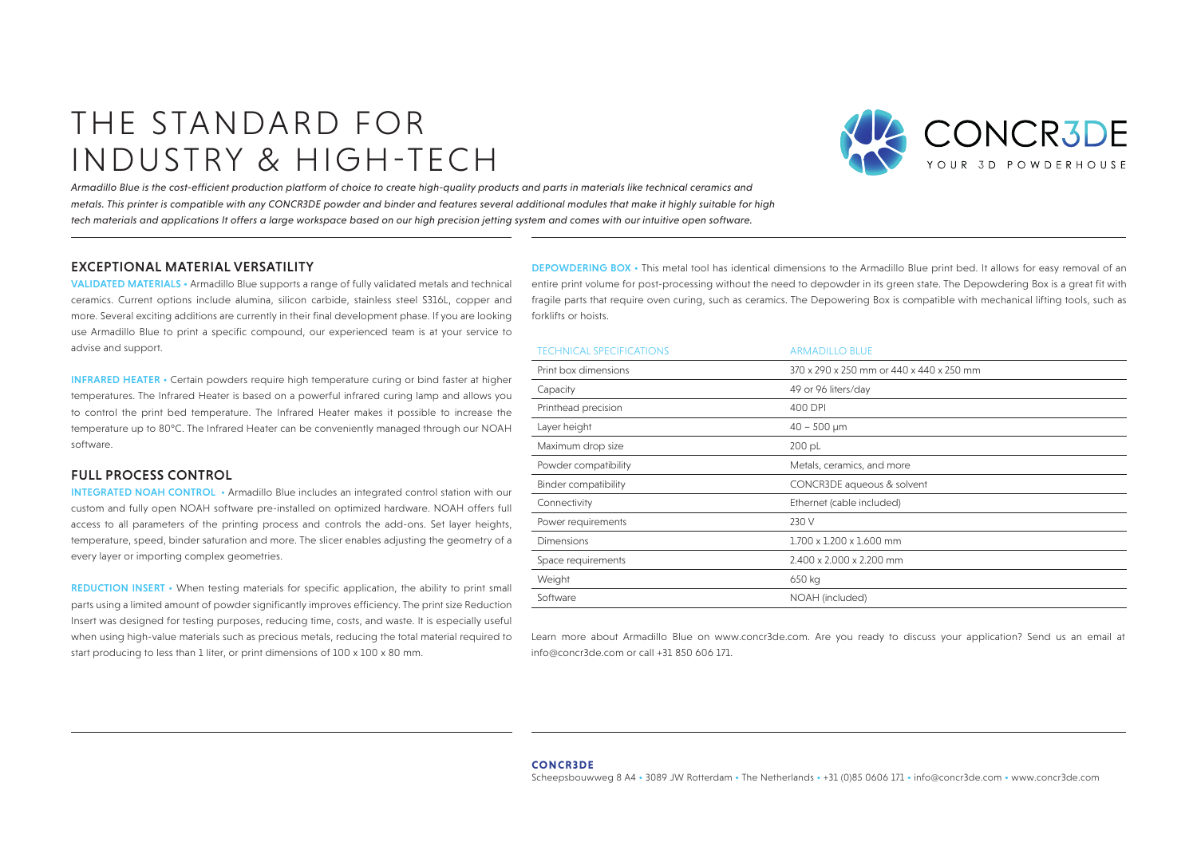# THE STANDARD FOR INDUSTRY & HIGH-TECH

CONCR3DE
YOUR 3D POWDERHOUSE

*Armadillo Blue is the cost-efficient production platform of choice to create high-quality products and parts in materials like technical ceramics and metals. This printer is compatible with any CONCR3DE powder and binder and features several additional modules that make it highly suitable for high tech materials and applications It offers a large workspace based on our high precision jetting system and comes with our intuitive open software.*

## EXCEPTIONAL MATERIAL VERSATILITY

**VALIDATED MATERIALS •** Armadillo Blue supports a range of fully validated metals and technical ceramics. Current options include alumina, silicon carbide, stainless steel S316L, copper and more. Several exciting additions are currently in their final development phase. If you are looking use Armadillo Blue to print a specific compound, our experienced team is at your service to advise and support.

**INFRARED HEATER •** Certain powders require high temperature curing or bind faster at higher temperatures. The Infrared Heater is based on a powerful infrared curing lamp and allows you to control the print bed temperature. The Infrared Heater makes it possible to increase the temperature up to 80°C. The Infrared Heater can be conveniently managed through our NOAH software.

## FULL PROCESS CONTROL

**INTEGRATED NOAH CONTROL •** Armadillo Blue includes an integrated control station with our custom and fully open NOAH software pre-installed on optimized hardware. NOAH offers full access to all parameters of the printing process and controls the add-ons. Set layer heights, temperature, speed, binder saturation and more. The slicer enables adjusting the geometry of a every layer or importing complex geometries.

**REDUCTION INSERT •** When testing materials for specific application, the ability to print small parts using a limited amount of powder significantly improves efficiency. The print size Reduction Insert was designed for testing purposes, reducing time, costs, and waste. It is especially useful when using high-value materials such as precious metals, reducing the total material required to start producing to less than 1 liter, or print dimensions of 100 x 100 x 80 mm.

**DEPOWDERING BOX •** This metal tool has identical dimensions to the Armadillo Blue print bed. It allows for easy removal of an entire print volume for post-processing without the need to depowder in its green state. The Depowdering Box is a great fit with fragile parts that require oven curing, such as ceramics. The Depowering Box is compatible with mechanical lifting tools, such as forklifts or hoists.

| TECHNICAL SPECIFICATIONS | ARMADILLO BLUE |
|---|---|
| Print box dimensions | 370 x 290 x 250 mm or 440 x 440 x 250 mm |
| Capacity | 49 or 96 liters/day |
| Printhead precision | 400 DPI |
| Layer height | 40 – 500 µm |
| Maximum drop size | 200 pL |
| Powder compatibility | Metals, ceramics, and more |
| Binder compatibility | CONCR3DE aqueous & solvent |
| Connectivity | Ethernet (cable included) |
| Power requirements | 230 V |
| Dimensions | 1.700 x 1.200 x 1.600 mm |
| Space requirements | 2.400 x 2.000 x 2.200 mm |
| Weight | 650 kg |
| Software | NOAH (included) |

Learn more about Armadillo Blue on www.concr3de.com. Are you ready to discuss your application? Send us an email at info@concr3de.com or call +31 850 606 171.

**CONCR3DE**
Scheepsbouwweg 8 A4 • 3089 JW Rotterdam • The Netherlands • +31 (0)85 0606 171 • info@concr3de.com • www.concr3de.com